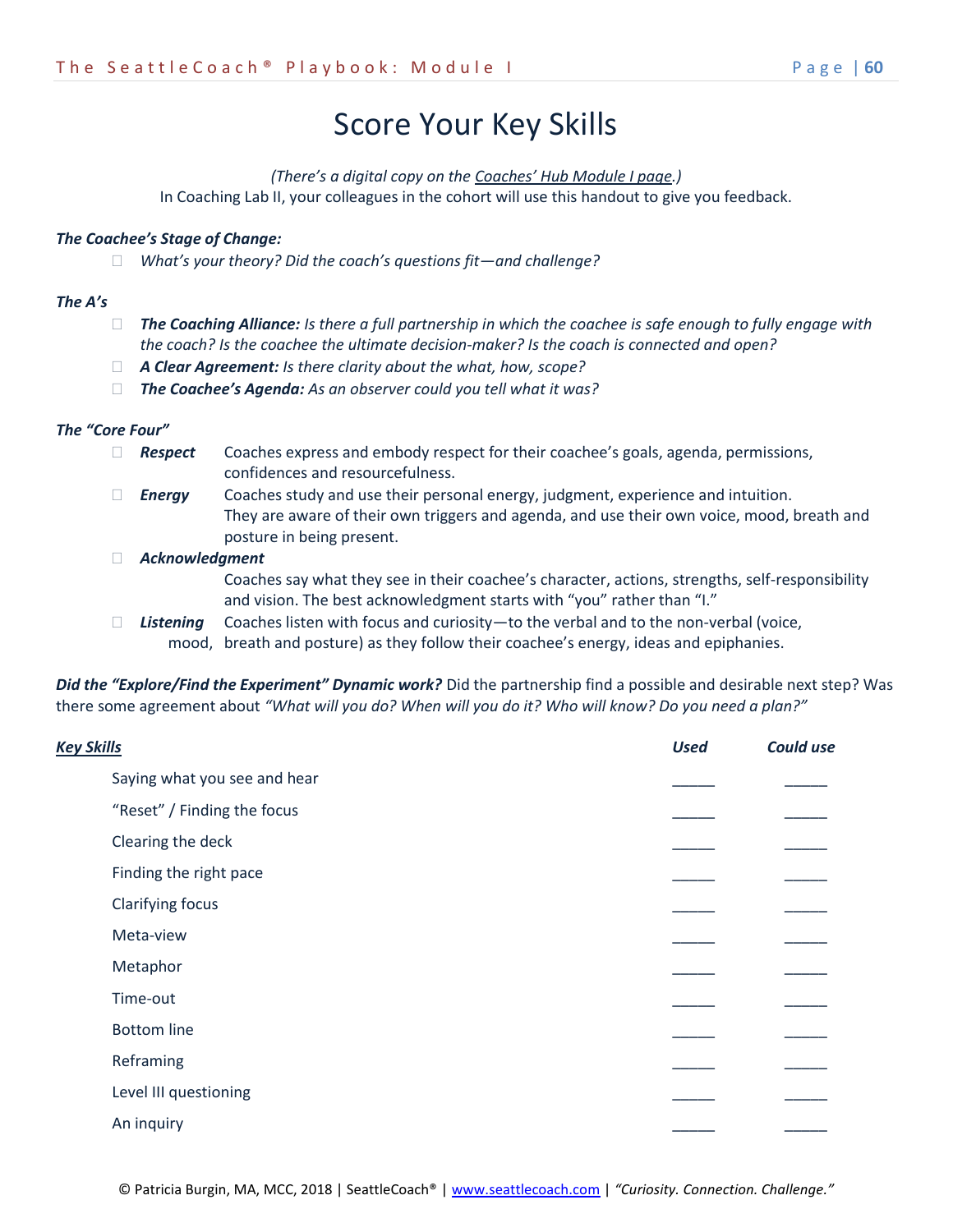# Score Your Key Skills

*(There's a digital copy on the Coaches' Hub Module I page.)*
In Coaching Lab II, your colleagues in the cohort will use this handout to give you feedback.

***The Coachee's Stage of Change:***

- ☐ *What's your theory? Did the coach's questions fit—and challenge?*

***The A's***

- ☐ ***The Coaching Alliance:*** *Is there a full partnership in which the coachee is safe enough to fully engage with the coach? Is the coachee the ultimate decision-maker? Is the coach is connected and open?*
- ☐ ***A Clear Agreement:*** *Is there clarity about the what, how, scope?*
- ☐ ***The Coachee's Agenda:*** *As an observer could you tell what it was?*

***The "Core Four"***

- ☐ ***Respect*** Coaches express and embody respect for their coachee's goals, agenda, permissions, confidences and resourcefulness.
- ☐ ***Energy*** Coaches study and use their personal energy, judgment, experience and intuition. They are aware of their own triggers and agenda, and use their own voice, mood, breath and posture in being present.
- ☐ ***Acknowledgment*** Coaches say what they see in their coachee's character, actions, strengths, self-responsibility and vision. The best acknowledgment starts with "you" rather than "I."
- ☐ ***Listening*** Coaches listen with focus and curiosity—to the verbal and to the non-verbal (voice, mood, breath and posture) as they follow their coachee's energy, ideas and epiphanies.

***Did the "Explore/Find the Experiment" Dynamic work?*** Did the partnership find a possible and desirable next step? Was there some agreement about *"What will you do? When will you do it? Who will know? Do you need a plan?"*

| ***Key Skills*** | ***Used*** | ***Could use*** |
|---|---|---|
| Saying what you see and hear | _____ | _____ |
| "Reset" / Finding the focus | _____ | _____ |
| Clearing the deck | _____ | _____ |
| Finding the right pace | _____ | _____ |
| Clarifying focus | _____ | _____ |
| Meta-view | _____ | _____ |
| Metaphor | _____ | _____ |
| Time-out | _____ | _____ |
| Bottom line | _____ | _____ |
| Reframing | _____ | _____ |
| Level III questioning | _____ | _____ |
| An inquiry | _____ | _____ |

© Patricia Burgin, MA, MCC, 2018 | SeattleCoach® | www.seattlecoach.com | *"Curiosity. Connection. Challenge."*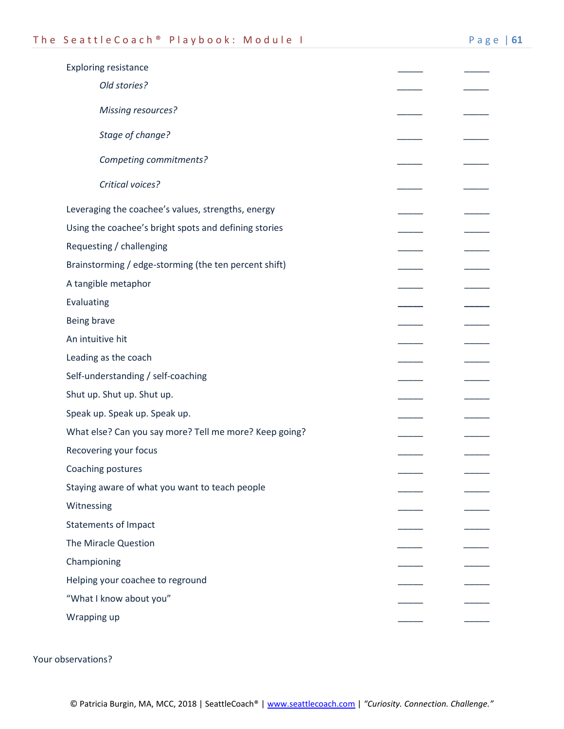| | | |
|---|---|---|
| Exploring resistance | _____ | _____ |
| *Old stories?* | _____ | _____ |
| *Missing resources?* | _____ | _____ |
| *Stage of change?* | _____ | _____ |
| *Competing commitments?* | _____ | _____ |
| *Critical voices?* | _____ | _____ |
| Leveraging the coachee's values, strengths, energy | _____ | _____ |
| Using the coachee's bright spots and defining stories | _____ | _____ |
| Requesting / challenging | _____ | _____ |
| Brainstorming / edge-storming (the ten percent shift) | _____ | _____ |
| A tangible metaphor | _____ | _____ |
| Evaluating | _____ | _____ |
| Being brave | _____ | _____ |
| An intuitive hit | _____ | _____ |
| Leading as the coach | _____ | _____ |
| Self-understanding / self-coaching | _____ | _____ |
| Shut up. Shut up. Shut up. | _____ | _____ |
| Speak up. Speak up. Speak up. | _____ | _____ |
| What else? Can you say more? Tell me more? Keep going? | _____ | _____ |
| Recovering your focus | _____ | _____ |
| Coaching postures | _____ | _____ |
| Staying aware of what you want to teach people | _____ | _____ |
| Witnessing | _____ | _____ |
| Statements of Impact | _____ | _____ |
| The Miracle Question | _____ | _____ |
| Championing | _____ | _____ |
| Helping your coachee to reground | _____ | _____ |
| "What I know about you" | _____ | _____ |
| Wrapping up | _____ | _____ |

Your observations?

© Patricia Burgin, MA, MCC, 2018 | SeattleCoach® | www.seattlecoach.com | *"Curiosity. Connection. Challenge."*